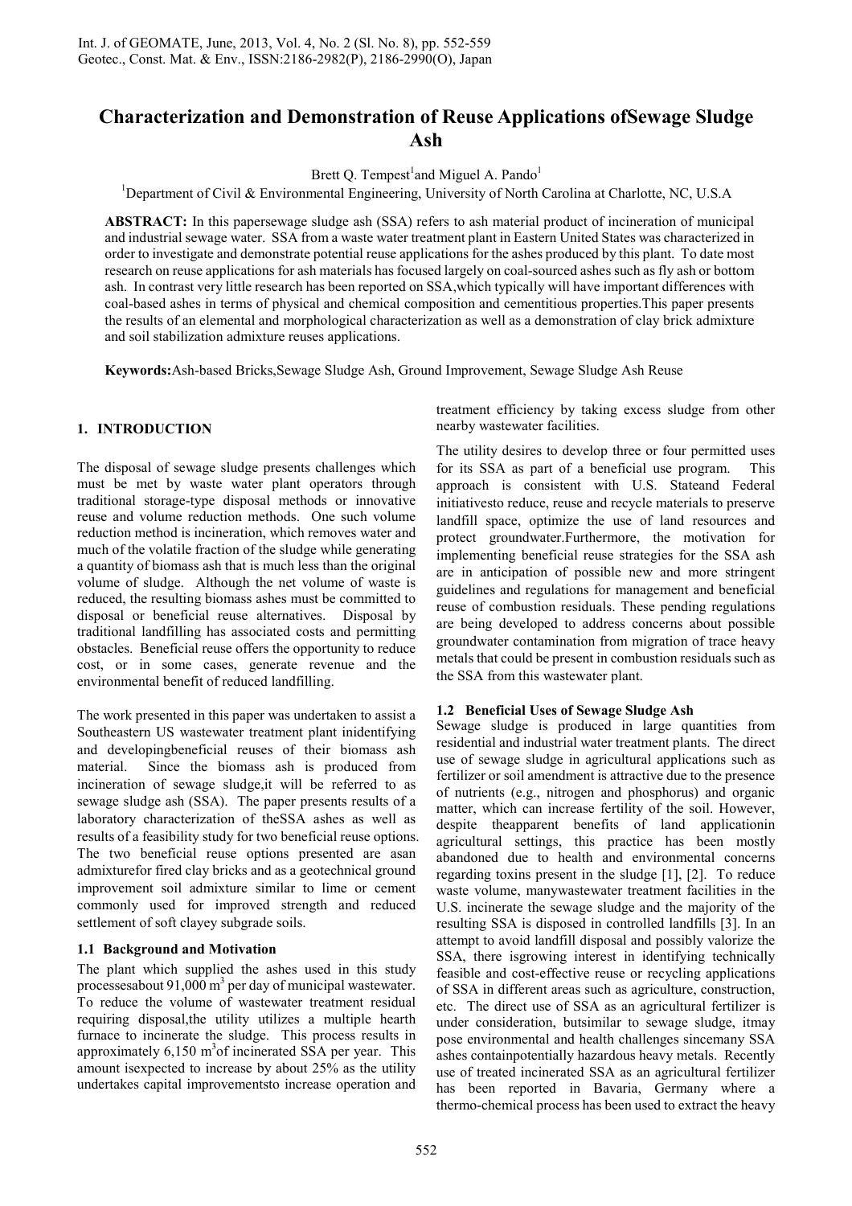# Characterization and Demonstration of Reuse Applications ofSewage Sludge Ash

Brett Q. Tempest[1]and Miguel A. Pando[1]

[1]Department of Civil & Environmental Engineering, University of North Carolina at Charlotte, NC, U.S.A

**ABSTRACT:** In this papersewage sludge ash (SSA) refers to ash material product of incineration of municipal and industrial sewage water. SSA from a waste water treatment plant in Eastern United States was characterized in order to investigate and demonstrate potential reuse applications for the ashes produced by this plant. To date most research on reuse applications for ash materials has focused largely on coal-sourced ashes such as fly ash or bottom ash. In contrast very little research has been reported on SSA,which typically will have important differences with coal-based ashes in terms of physical and chemical composition and cementitious properties.This paper presents the results of an elemental and morphological characterization as well as a demonstration of clay brick admixture and soil stabilization admixture reuses applications.

**Keywords:**Ash-based Bricks,Sewage Sludge Ash, Ground Improvement, Sewage Sludge Ash Reuse

## 1. INTRODUCTION

The disposal of sewage sludge presents challenges which must be met by waste water plant operators through traditional storage-type disposal methods or innovative reuse and volume reduction methods. One such volume reduction method is incineration, which removes water and much of the volatile fraction of the sludge while generating a quantity of biomass ash that is much less than the original volume of sludge. Although the net volume of waste is reduced, the resulting biomass ashes must be committed to disposal or beneficial reuse alternatives. Disposal by traditional landfilling has associated costs and permitting obstacles. Beneficial reuse offers the opportunity to reduce cost, or in some cases, generate revenue and the environmental benefit of reduced landfilling.

The work presented in this paper was undertaken to assist a Southeastern US wastewater treatment plant inidentifying and developingbeneficial reuses of their biomass ash material. Since the biomass ash is produced from incineration of sewage sludge,it will be referred to as sewage sludge ash (SSA). The paper presents results of a laboratory characterization of theSSA ashes as well as results of a feasibility study for two beneficial reuse options. The two beneficial reuse options presented are asan admixturefor fired clay bricks and as a geotechnical ground improvement soil admixture similar to lime or cement commonly used for improved strength and reduced settlement of soft clayey subgrade soils.

### 1.1 Background and Motivation

The plant which supplied the ashes used in this study processesabout 91,000 $m^3$ per day of municipal wastewater. To reduce the volume of wastewater treatment residual requiring disposal,the utility utilizes a multiple hearth furnace to incinerate the sludge. This process results in approximately 6,150 $m^3$of incinerated SSA per year. This amount isexpected to increase by about 25% as the utility undertakes capital improvementsto increase operation and treatment efficiency by taking excess sludge from other nearby wastewater facilities.

The utility desires to develop three or four permitted uses for its SSA as part of a beneficial use program. This approach is consistent with U.S. Stateand Federal initiativesto reduce, reuse and recycle materials to preserve landfill space, optimize the use of land resources and protect groundwater.Furthermore, the motivation for implementing beneficial reuse strategies for the SSA ash are in anticipation of possible new and more stringent guidelines and regulations for management and beneficial reuse of combustion residuals. These pending regulations are being developed to address concerns about possible groundwater contamination from migration of trace heavy metals that could be present in combustion residuals such as the SSA from this wastewater plant.

### 1.2 Beneficial Uses of Sewage Sludge Ash

Sewage sludge is produced in large quantities from residential and industrial water treatment plants. The direct use of sewage sludge in agricultural applications such as fertilizer or soil amendment is attractive due to the presence of nutrients (e.g., nitrogen and phosphorus) and organic matter, which can increase fertility of the soil. However, despite theapparent benefits of land applicationin agricultural settings, this practice has been mostly abandoned due to health and environmental concerns regarding toxins present in the sludge [1], [2]. To reduce waste volume, manywastewater treatment facilities in the U.S. incinerate the sewage sludge and the majority of the resulting SSA is disposed in controlled landfills [3]. In an attempt to avoid landfill disposal and possibly valorize the SSA, there isgrowing interest in identifying technically feasible and cost-effective reuse or recycling applications of SSA in different areas such as agriculture, construction, etc. The direct use of SSA as an agricultural fertilizer is under consideration, butsimilar to sewage sludge, itmay pose environmental and health challenges sincemany SSA ashes containpotentially hazardous heavy metals. Recently use of treated incinerated SSA as an agricultural fertilizer has been reported in Bavaria, Germany where a thermo-chemical process has been used to extract the heavy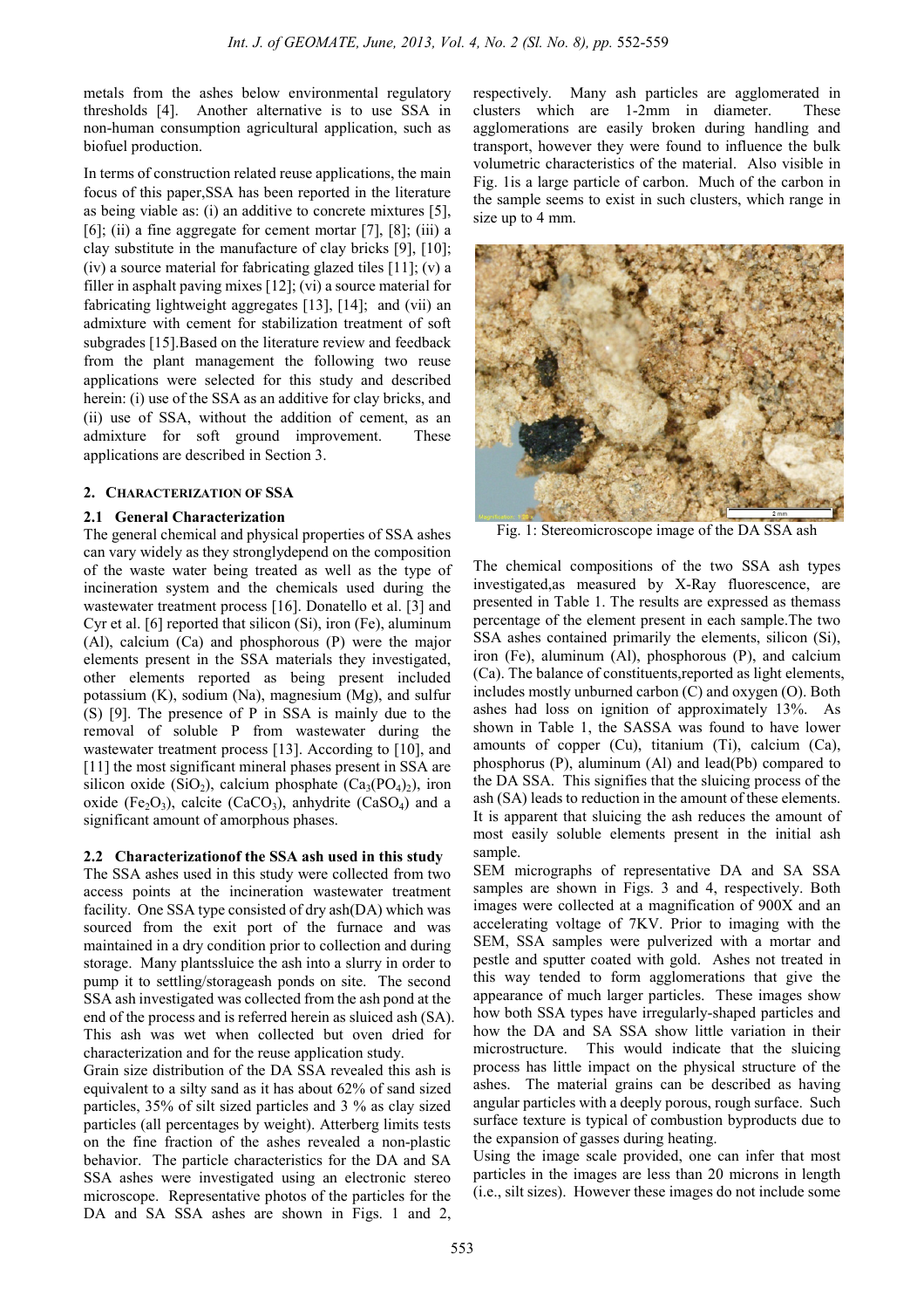metals from the ashes below environmental regulatory thresholds [4]. Another alternative is to use SSA in non-human consumption agricultural application, such as biofuel production.

In terms of construction related reuse applications, the main focus of this paper,SSA has been reported in the literature as being viable as: (i) an additive to concrete mixtures [5], [6]; (ii) a fine aggregate for cement mortar [7], [8]; (iii) a clay substitute in the manufacture of clay bricks [9], [10]; (iv) a source material for fabricating glazed tiles [11]; (v) a filler in asphalt paving mixes [12]; (vi) a source material for fabricating lightweight aggregates [13], [14]; and (vii) an admixture with cement for stabilization treatment of soft subgrades [15].Based on the literature review and feedback from the plant management the following two reuse applications were selected for this study and described herein: (i) use of the SSA as an additive for clay bricks, and (ii) use of SSA, without the addition of cement, as an admixture for soft ground improvement. These applications are described in Section 3.

## 2. Characterization of SSA

### 2.1 General Characterization

The general chemical and physical properties of SSA ashes can vary widely as they stronglydepend on the composition of the waste water being treated as well as the type of incineration system and the chemicals used during the wastewater treatment process [16]. Donatello et al. [3] and Cyr et al. [6] reported that silicon (Si), iron (Fe), aluminum (Al), calcium (Ca) and phosphorous (P) were the major elements present in the SSA materials they investigated, other elements reported as being present included potassium (K), sodium (Na), magnesium (Mg), and sulfur (S) [9]. The presence of P in SSA is mainly due to the removal of soluble P from wastewater during the wastewater treatment process [13]. According to [10], and [11] the most significant mineral phases present in SSA are silicon oxide ($SiO_2$), calcium phosphate ($Ca_3(PO_4)_2$), iron oxide ($Fe_2O_3$), calcite ($CaCO_3$), anhydrite ($CaSO_4$) and a significant amount of amorphous phases.

### 2.2 Characterizationof the SSA ash used in this study

The SSA ashes used in this study were collected from two access points at the incineration wastewater treatment facility. One SSA type consisted of dry ash(DA) which was sourced from the exit port of the furnace and was maintained in a dry condition prior to collection and during storage. Many plantssluice the ash into a slurry in order to pump it to settling/storageash ponds on site. The second SSA ash investigated was collected from the ash pond at the end of the process and is referred herein as sluiced ash (SA). This ash was wet when collected but oven dried for characterization and for the reuse application study.

Grain size distribution of the DA SSA revealed this ash is equivalent to a silty sand as it has about 62% of sand sized particles, 35% of silt sized particles and 3 % as clay sized particles (all percentages by weight). Atterberg limits tests on the fine fraction of the ashes revealed a non-plastic behavior. The particle characteristics for the DA and SA SSA ashes were investigated using an electronic stereo microscope. Representative photos of the particles for the DA and SA SSA ashes are shown in Figs. 1 and 2, respectively. Many ash particles are agglomerated in clusters which are 1-2mm in diameter. These agglomerations are easily broken during handling and transport, however they were found to influence the bulk volumetric characteristics of the material. Also visible in Fig. 1is a large particle of carbon. Much of the carbon in the sample seems to exist in such clusters, which range in size up to 4 mm.

Fig. 1: Stereomicroscope image of the DA SSA ash

The chemical compositions of the two SSA ash types investigated,as measured by X-Ray fluorescence, are presented in Table 1. The results are expressed as themass percentage of the element present in each sample.The two SSA ashes contained primarily the elements, silicon (Si), iron (Fe), aluminum (Al), phosphorous (P), and calcium (Ca). The balance of constituents,reported as light elements, includes mostly unburned carbon (C) and oxygen (O). Both ashes had loss on ignition of approximately 13%. As shown in Table 1, the SASSA was found to have lower amounts of copper (Cu), titanium (Ti), calcium (Ca), phosphorus (P), aluminum (Al) and lead(Pb) compared to the DA SSA. This signifies that the sluicing process of the ash (SA) leads to reduction in the amount of these elements. It is apparent that sluicing the ash reduces the amount of most easily soluble elements present in the initial ash sample.

SEM micrographs of representative DA and SA SSA samples are shown in Figs. 3 and 4, respectively. Both images were collected at a magnification of 900X and an accelerating voltage of 7KV. Prior to imaging with the SEM, SSA samples were pulverized with a mortar and pestle and sputter coated with gold. Ashes not treated in this way tended to form agglomerations that give the appearance of much larger particles. These images show how both SSA types have irregularly-shaped particles and how the DA and SA SSA show little variation in their microstructure. This would indicate that the sluicing process has little impact on the physical structure of the ashes. The material grains can be described as having angular particles with a deeply porous, rough surface. Such surface texture is typical of combustion byproducts due to the expansion of gasses during heating.

Using the image scale provided, one can infer that most particles in the images are less than 20 microns in length (i.e., silt sizes). However these images do not include some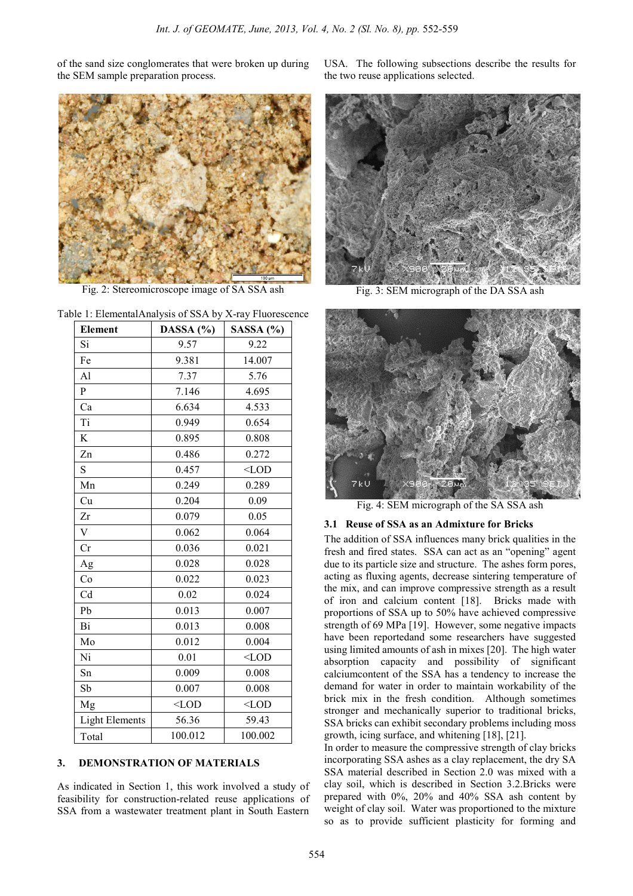of the sand size conglomerates that were broken up during the SEM sample preparation process.

Fig. 2: Stereomicroscope image of SA SSA ash

Table 1: ElementalAnalysis of SSA by X-ray Fluorescence

| Element | DASSA (%) | SASSA (%) |
|---|---|---|
| Si | 9.57 | 9.22 |
| Fe | 9.381 | 14.007 |
| Al | 7.37 | 5.76 |
| P | 7.146 | 4.695 |
| Ca | 6.634 | 4.533 |
| Ti | 0.949 | 0.654 |
| K | 0.895 | 0.808 |
| Zn | 0.486 | 0.272 |
| S | 0.457 | <LOD |
| Mn | 0.249 | 0.289 |
| Cu | 0.204 | 0.09 |
| Zr | 0.079 | 0.05 |
| V | 0.062 | 0.064 |
| Cr | 0.036 | 0.021 |
| Ag | 0.028 | 0.028 |
| Co | 0.022 | 0.023 |
| Cd | 0.02 | 0.024 |
| Pb | 0.013 | 0.007 |
| Bi | 0.013 | 0.008 |
| Mo | 0.012 | 0.004 |
| Ni | 0.01 | <LOD |
| Sn | 0.009 | 0.008 |
| Sb | 0.007 | 0.008 |
| Mg | <LOD | <LOD |
| Light Elements | 56.36 | 59.43 |
| Total | 100.012 | 100.002 |

## 3. DEMONSTRATION OF MATERIALS

As indicated in Section 1, this work involved a study of feasibility for construction-related reuse applications of SSA from a wastewater treatment plant in South Eastern USA. The following subsections describe the results for the two reuse applications selected.

Fig. 3: SEM micrograph of the DA SSA ash

Fig. 4: SEM micrograph of the SA SSA ash

### 3.1 Reuse of SSA as an Admixture for Bricks

The addition of SSA influences many brick qualities in the fresh and fired states. SSA can act as an "opening" agent due to its particle size and structure. The ashes form pores, acting as fluxing agents, decrease sintering temperature of the mix, and can improve compressive strength as a result of iron and calcium content [18]. Bricks made with proportions of SSA up to 50% have achieved compressive strength of 69 MPa [19]. However, some negative impacts have been reportedand some researchers have suggested using limited amounts of ash in mixes [20]. The high water absorption capacity and possibility of significant calciumcontent of the SSA has a tendency to increase the demand for water in order to maintain workability of the brick mix in the fresh condition. Although sometimes stronger and mechanically superior to traditional bricks, SSA bricks can exhibit secondary problems including moss growth, icing surface, and whitening [18], [21].

In order to measure the compressive strength of clay bricks incorporating SSA ashes as a clay replacement, the dry SA SSA material described in Section 2.0 was mixed with a clay soil, which is described in Section 3.2.Bricks were prepared with 0%, 20% and 40% SSA ash content by weight of clay soil. Water was proportioned to the mixture so as to provide sufficient plasticity for forming and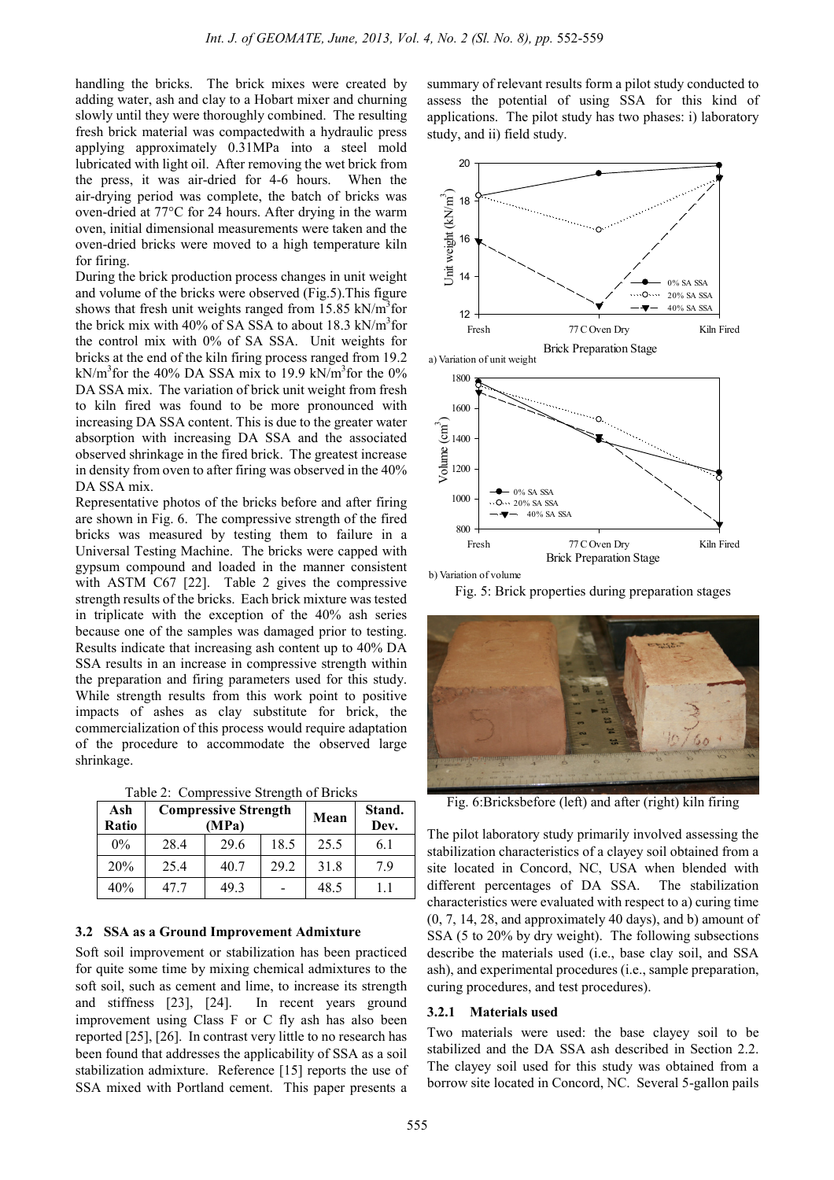handling the bricks. The brick mixes were created by adding water, ash and clay to a Hobart mixer and churning slowly until they were thoroughly combined. The resulting fresh brick material was compactedwith a hydraulic press applying approximately 0.31MPa into a steel mold lubricated with light oil. After removing the wet brick from the press, it was air-dried for 4-6 hours. When the air-drying period was complete, the batch of bricks was oven-dried at 77°C for 24 hours. After drying in the warm oven, initial dimensional measurements were taken and the oven-dried bricks were moved to a high temperature kiln for firing.

During the brick production process changes in unit weight and volume of the bricks were observed (Fig.5).This figure shows that fresh unit weights ranged from 15.85 kN/m$^3$for the brick mix with 40% of SA SSA to about 18.3 kN/m$^3$for the control mix with 0% of SA SSA. Unit weights for bricks at the end of the kiln firing process ranged from 19.2 kN/m$^3$for the 40% DA SSA mix to 19.9 kN/m$^3$for the 0% DA SSA mix. The variation of brick unit weight from fresh to kiln fired was found to be more pronounced with increasing DA SSA content. This is due to the greater water absorption with increasing DA SSA and the associated observed shrinkage in the fired brick. The greatest increase in density from oven to after firing was observed in the 40% DA SSA mix.

Representative photos of the bricks before and after firing are shown in Fig. 6. The compressive strength of the fired bricks was measured by testing them to failure in a Universal Testing Machine. The bricks were capped with gypsum compound and loaded in the manner consistent with ASTM C67 [22]. Table 2 gives the compressive strength results of the bricks. Each brick mixture was tested in triplicate with the exception of the 40% ash series because one of the samples was damaged prior to testing. Results indicate that increasing ash content up to 40% DA SSA results in an increase in compressive strength within the preparation and firing parameters used for this study. While strength results from this work point to positive impacts of ashes as clay substitute for brick, the commercialization of this process would require adaptation of the procedure to accommodate the observed large shrinkage.

Table 2: Compressive Strength of Bricks

| Ash Ratio | Compressive Strength (MPa) | | | Mean | Stand. Dev. |
|---|---|---|---|---|---|
| 0% | 28.4 | 29.6 | 18.5 | 25.5 | 6.1 |
| 20% | 25.4 | 40.7 | 29.2 | 31.8 | 7.9 |
| 40% | 47.7 | 49.3 | - | 48.5 | 1.1 |

### 3.2 SSA as a Ground Improvement Admixture

Soft soil improvement or stabilization has been practiced for quite some time by mixing chemical admixtures to the soft soil, such as cement and lime, to increase its strength and stiffness [23], [24]. In recent years ground improvement using Class F or C fly ash has also been reported [25], [26]. In contrast very little to no research has been found that addresses the applicability of SSA as a soil stabilization admixture. Reference [15] reports the use of SSA mixed with Portland cement. This paper presents a summary of relevant results form a pilot study conducted to assess the potential of using SSA for this kind of applications. The pilot study has two phases: i) laboratory study, and ii) field study.

a) Variation of unit weight

b) Variation of volume

Fig. 5: Brick properties during preparation stages

Fig. 6:Bricksbefore (left) and after (right) kiln firing

The pilot laboratory study primarily involved assessing the stabilization characteristics of a clayey soil obtained from a site located in Concord, NC, USA when blended with different percentages of DA SSA. The stabilization characteristics were evaluated with respect to a) curing time (0, 7, 14, 28, and approximately 40 days), and b) amount of SSA (5 to 20% by dry weight). The following subsections describe the materials used (i.e., base clay soil, and SSA ash), and experimental procedures (i.e., sample preparation, curing procedures, and test procedures).

#### 3.2.1 Materials used

Two materials were used: the base clayey soil to be stabilized and the DA SSA ash described in Section 2.2. The clayey soil used for this study was obtained from a borrow site located in Concord, NC. Several 5-gallon pails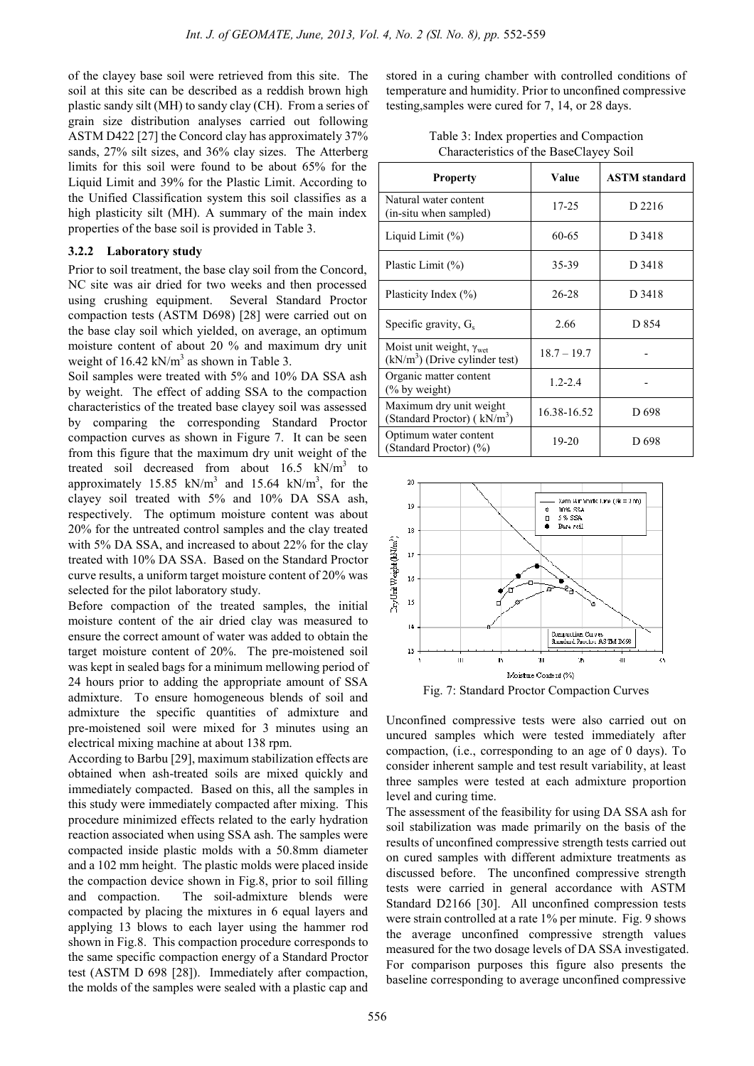of the clayey base soil were retrieved from this site. The soil at this site can be described as a reddish brown high plastic sandy silt (MH) to sandy clay (CH). From a series of grain size distribution analyses carried out following ASTM D422 [27] the Concord clay has approximately 37% sands, 27% silt sizes, and 36% clay sizes. The Atterberg limits for this soil were found to be about 65% for the Liquid Limit and 39% for the Plastic Limit. According to the Unified Classification system this soil classifies as a high plasticity silt (MH). A summary of the main index properties of the base soil is provided in Table 3.

### 3.2.2 Laboratory study

Prior to soil treatment, the base clay soil from the Concord, NC site was air dried for two weeks and then processed using crushing equipment. Several Standard Proctor compaction tests (ASTM D698) [28] were carried out on the base clay soil which yielded, on average, an optimum moisture content of about 20 % and maximum dry unit weight of 16.42 kN/m$^3$ as shown in Table 3.

Soil samples were treated with 5% and 10% DA SSA ash by weight. The effect of adding SSA to the compaction characteristics of the treated base clayey soil was assessed by comparing the corresponding Standard Proctor compaction curves as shown in Figure 7. It can be seen from this figure that the maximum dry unit weight of the treated soil decreased from about 16.5 kN/m$^3$ to approximately 15.85 kN/m$^3$ and 15.64 kN/m$^3$, for the clayey soil treated with 5% and 10% DA SSA ash, respectively. The optimum moisture content was about 20% for the untreated control samples and the clay treated with 5% DA SSA, and increased to about 22% for the clay treated with 10% DA SSA. Based on the Standard Proctor curve results, a uniform target moisture content of 20% was selected for the pilot laboratory study.

Before compaction of the treated samples, the initial moisture content of the air dried clay was measured to ensure the correct amount of water was added to obtain the target moisture content of 20%. The pre-moistened soil was kept in sealed bags for a minimum mellowing period of 24 hours prior to adding the appropriate amount of SSA admixture. To ensure homogeneous blends of soil and admixture the specific quantities of admixture and pre-moistened soil were mixed for 3 minutes using an electrical mixing machine at about 138 rpm.

According to Barbu [29], maximum stabilization effects are obtained when ash-treated soils are mixed quickly and immediately compacted. Based on this, all the samples in this study were immediately compacted after mixing. This procedure minimized effects related to the early hydration reaction associated when using SSA ash. The samples were compacted inside plastic molds with a 50.8mm diameter and a 102 mm height. The plastic molds were placed inside the compaction device shown in Fig.8, prior to soil filling and compaction. The soil-admixture blends were compacted by placing the mixtures in 6 equal layers and applying 13 blows to each layer using the hammer rod shown in Fig.8. This compaction procedure corresponds to the same specific compaction energy of a Standard Proctor test (ASTM D 698 [28]). Immediately after compaction, the molds of the samples were sealed with a plastic cap and stored in a curing chamber with controlled conditions of temperature and humidity. Prior to unconfined compressive testing,samples were cured for 7, 14, or 28 days.

Table 3: Index properties and Compaction Characteristics of the BaseClayey Soil

| Property | Value | ASTM standard |
|---|---|---|
| Natural water content (in-situ when sampled) | 17-25 | D 2216 |
| Liquid Limit (%) | 60-65 | D 3418 |
| Plastic Limit (%) | 35-39 | D 3418 |
| Plasticity Index (%) | 26-28 | D 3418 |
| Specific gravity, $G_s$ | 2.66 | D 854 |
| Moist unit weight, $\gamma_{wet}$ (kN/m$^3$) (Drive cylinder test) | 18.7 – 19.7 | - |
| Organic matter content (% by weight) | 1.2-2.4 | - |
| Maximum dry unit weight (Standard Proctor) ( kN/m$^3$) | 16.38-16.52 | D 698 |
| Optimum water content (Standard Proctor) (%) | 19-20 | D 698 |

Fig. 7: Standard Proctor Compaction Curves

Unconfined compressive tests were also carried out on uncured samples which were tested immediately after compaction, (i.e., corresponding to an age of 0 days). To consider inherent sample and test result variability, at least three samples were tested at each admixture proportion level and curing time.

The assessment of the feasibility for using DA SSA ash for soil stabilization was made primarily on the basis of the results of unconfined compressive strength tests carried out on cured samples with different admixture treatments as discussed before. The unconfined compressive strength tests were carried in general accordance with ASTM Standard D2166 [30]. All unconfined compression tests were strain controlled at a rate 1% per minute. Fig. 9 shows the average unconfined compressive strength values measured for the two dosage levels of DA SSA investigated. For comparison purposes this figure also presents the baseline corresponding to average unconfined compressive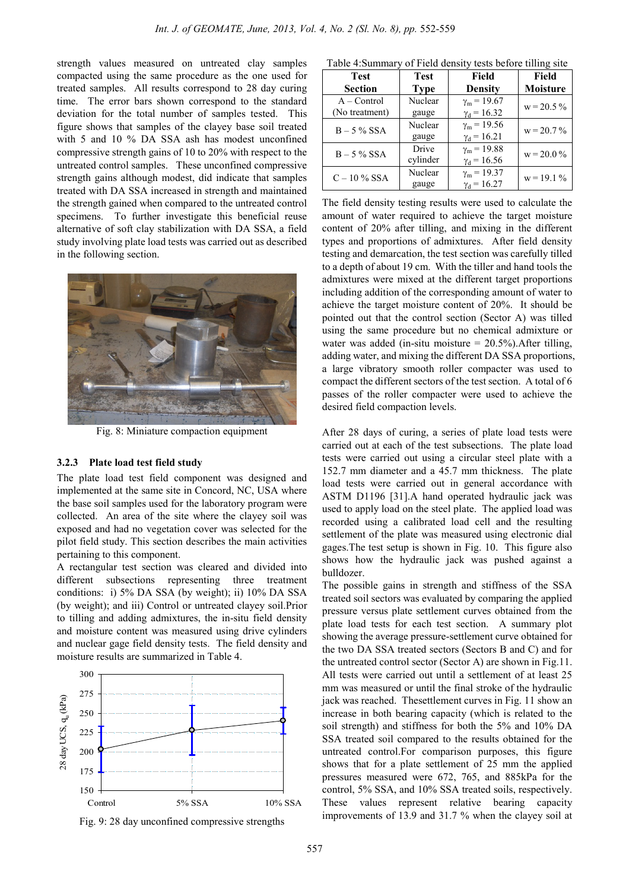strength values measured on untreated clay samples compacted using the same procedure as the one used for treated samples. All results correspond to 28 day curing time. The error bars shown correspond to the standard deviation for the total number of samples tested. This figure shows that samples of the clayey base soil treated with 5 and 10 % DA SSA ash has modest unconfined compressive strength gains of 10 to 20% with respect to the untreated control samples. These unconfined compressive strength gains although modest, did indicate that samples treated with DA SSA increased in strength and maintained the strength gained when compared to the untreated control specimens. To further investigate this beneficial reuse alternative of soft clay stabilization with DA SSA, a field study involving plate load tests was carried out as described in the following section.

Fig. 8: Miniature compaction equipment

### 3.2.3 Plate load test field study

The plate load test field component was designed and implemented at the same site in Concord, NC, USA where the base soil samples used for the laboratory program were collected. An area of the site where the clayey soil was exposed and had no vegetation cover was selected for the pilot field study. This section describes the main activities pertaining to this component.

A rectangular test section was cleared and divided into different subsections representing three treatment conditions: i) 5% DA SSA (by weight); ii) 10% DA SSA (by weight); and iii) Control or untreated clayey soil.Prior to tilling and adding admixtures, the in-situ field density and moisture content was measured using drive cylinders and nuclear gage field density tests. The field density and moisture results are summarized in Table 4.

Fig. 9: 28 day unconfined compressive strengths

Table 4:Summary of Field density tests before tilling site

| Test Section | Test Type | Field Density | Field Moisture |
|---|---|---|---|
| A – Control (No treatment) | Nuclear gauge | $\gamma_m = 19.67$ $\gamma_d = 16.32$ | w = 20.5 % |
| B – 5 % SSA | Nuclear gauge | $\gamma_m = 19.56$ $\gamma_d = 16.21$ | w = 20.7 % |
| B – 5 % SSA | Drive cylinder | $\gamma_m = 19.88$ $\gamma_d = 16.56$ | w = 20.0 % |
| C – 10 % SSA | Nuclear gauge | $\gamma_m = 19.37$ $\gamma_d = 16.27$ | w = 19.1 % |

The field density testing results were used to calculate the amount of water required to achieve the target moisture content of 20% after tilling, and mixing in the different types and proportions of admixtures. After field density testing and demarcation, the test section was carefully tilled to a depth of about 19 cm. With the tiller and hand tools the admixtures were mixed at the different target proportions including addition of the corresponding amount of water to achieve the target moisture content of 20%. It should be pointed out that the control section (Sector A) was tilled using the same procedure but no chemical admixture or water was added (in-situ moisture = 20.5%).After tilling, adding water, and mixing the different DA SSA proportions, a large vibratory smooth roller compacter was used to compact the different sectors of the test section. A total of 6 passes of the roller compacter were used to achieve the desired field compaction levels.

After 28 days of curing, a series of plate load tests were carried out at each of the test subsections. The plate load tests were carried out using a circular steel plate with a 152.7 mm diameter and a 45.7 mm thickness. The plate load tests were carried out in general accordance with ASTM D1196 [31].A hand operated hydraulic jack was used to apply load on the steel plate. The applied load was recorded using a calibrated load cell and the resulting settlement of the plate was measured using electronic dial gages.The test setup is shown in Fig. 10. This figure also shows how the hydraulic jack was pushed against a bulldozer.

The possible gains in strength and stiffness of the SSA treated soil sectors was evaluated by comparing the applied pressure versus plate settlement curves obtained from the plate load tests for each test section. A summary plot showing the average pressure-settlement curve obtained for the two DA SSA treated sectors (Sectors B and C) and for the untreated control sector (Sector A) are shown in Fig.11. All tests were carried out until a settlement of at least 25 mm was measured or until the final stroke of the hydraulic jack was reached. Thesettlement curves in Fig. 11 show an increase in both bearing capacity (which is related to the soil strength) and stiffness for both the 5% and 10% DA SSA treated soil compared to the results obtained for the untreated control.For comparison purposes, this figure shows that for a plate settlement of 25 mm the applied pressures measured were 672, 765, and 885kPa for the control, 5% SSA, and 10% SSA treated soils, respectively. These values represent relative bearing capacity improvements of 13.9 and 31.7 % when the clayey soil at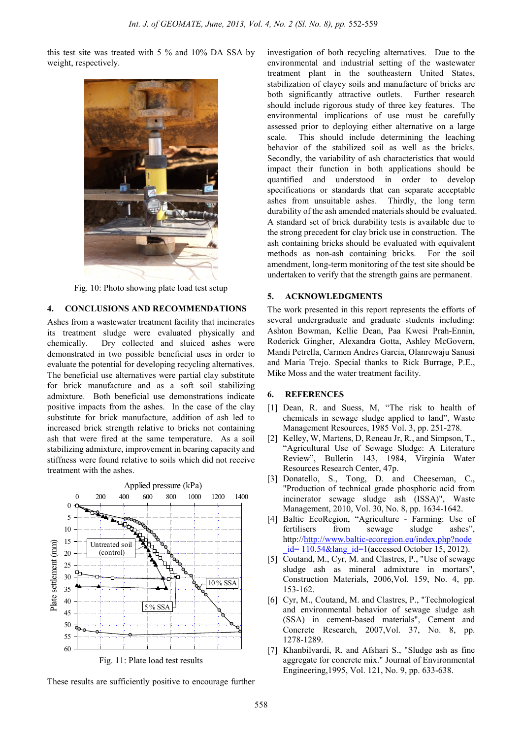this test site was treated with 5 % and 10% DA SSA by weight, respectively.

Fig. 10: Photo showing plate load test setup

## 4. CONCLUSIONS AND RECOMMENDATIONS

Ashes from a wastewater treatment facility that incinerates its treatment sludge were evaluated physically and chemically. Dry collected and sluiced ashes were demonstrated in two possible beneficial uses in order to evaluate the potential for developing recycling alternatives. The beneficial use alternatives were partial clay substitute for brick manufacture and as a soft soil stabilizing admixture. Both beneficial use demonstrations indicate positive impacts from the ashes. In the case of the clay substitute for brick manufacture, addition of ash led to increased brick strength relative to bricks not containing ash that were fired at the same temperature. As a soil stabilizing admixture, improvement in bearing capacity and stiffness were found relative to soils which did not receive treatment with the ashes.

Fig. 11: Plate load test results

These results are sufficiently positive to encourage further investigation of both recycling alternatives. Due to the environmental and industrial setting of the wastewater treatment plant in the southeastern United States, stabilization of clayey soils and manufacture of bricks are both significantly attractive outlets. Further research should include rigorous study of three key features. The environmental implications of use must be carefully assessed prior to deploying either alternative on a large scale. This should include determining the leaching behavior of the stabilized soil as well as the bricks. Secondly, the variability of ash characteristics that would impact their function in both applications should be quantified and understood in order to develop specifications or standards that can separate acceptable ashes from unsuitable ashes. Thirdly, the long term durability of the ash amended materials should be evaluated. A standard set of brick durability tests is available due to the strong precedent for clay brick use in construction. The ash containing bricks should be evaluated with equivalent methods as non-ash containing bricks. For the soil amendment, long-term monitoring of the test site should be undertaken to verify that the strength gains are permanent.

## 5. ACKNOWLEDGMENTS

The work presented in this report represents the efforts of several undergraduate and graduate students including: Ashton Bowman, Kellie Dean, Paa Kwesi Prah-Ennin, Roderick Gingher, Alexandra Gotta, Ashley McGovern, Mandi Petrella, Carmen Andres Garcia, Olanrewaju Sanusi and Maria Trejo. Special thanks to Rick Burrage, P.E., Mike Moss and the water treatment facility.

## 6. REFERENCES

[1] Dean, R. and Suess, M, "The risk to health of chemicals in sewage sludge applied to land", Waste Management Resources, 1985 Vol. 3, pp. 251-278.

[2] Kelley, W, Martens, D, Reneau Jr, R., and Simpson, T., "Agricultural Use of Sewage Sludge: A Literature Review", Bulletin 143, 1984, Virginia Water Resources Research Center, 47p.

[3] Donatello, S., Tong, D. and Cheeseman, C., "Production of technical grade phosphoric acid from incinerator sewage sludge ash (ISSA)", Waste Management, 2010, Vol. 30, No. 8, pp. 1634-1642.

[4] Baltic EcoRegion, "Agriculture - Farming: Use of fertilisers from sewage sludge ashes", http://http://www.baltic-ecoregion.eu/index.php?node_id= 110.54&lang_id=1(accessed October 15, 2012).

[5] Coutand, M., Cyr, M. and Clastres, P., "Use of sewage sludge ash as mineral admixture in mortars", Construction Materials, 2006,Vol. 159, No. 4, pp. 153-162.

[6] Cyr, M., Coutand, M. and Clastres, P., "Technological and environmental behavior of sewage sludge ash (SSA) in cement-based materials", Cement and Concrete Research, 2007,Vol. 37, No. 8, pp. 1278-1289.

[7] Khanbilvardi, R. and Afshari S., "Sludge ash as fine aggregate for concrete mix." Journal of Environmental Engineering,1995, Vol. 121, No. 9, pp. 633-638.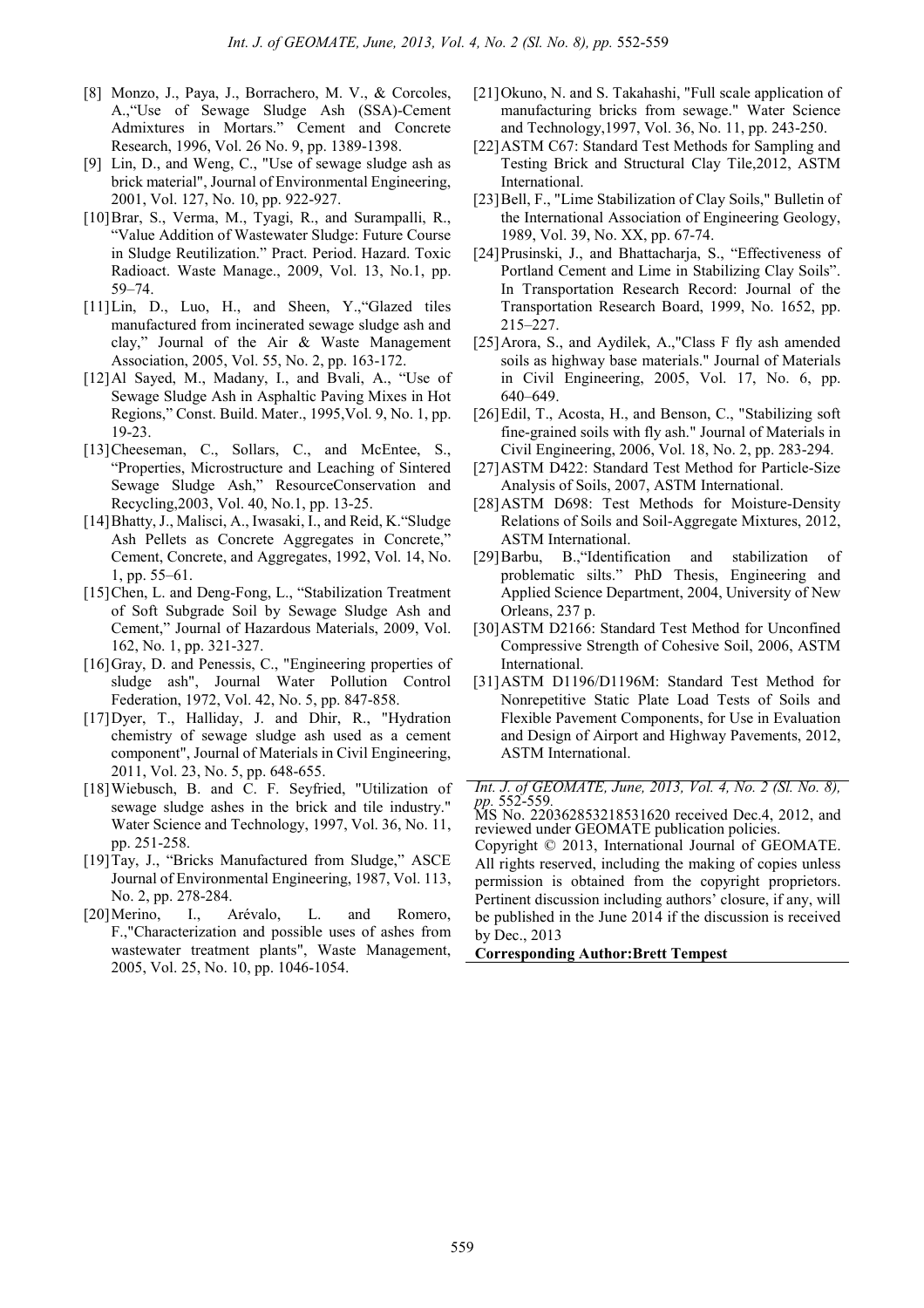[8] Monzo, J., Paya, J., Borrachero, M. V., & Corcoles, A.,"Use of Sewage Sludge Ash (SSA)-Cement Admixtures in Mortars." Cement and Concrete Research, 1996, Vol. 26 No. 9, pp. 1389-1398.

[9] Lin, D., and Weng, C., "Use of sewage sludge ash as brick material", Journal of Environmental Engineering, 2001, Vol. 127, No. 10, pp. 922-927.

[10] Brar, S., Verma, M., Tyagi, R., and Surampalli, R., "Value Addition of Wastewater Sludge: Future Course in Sludge Reutilization." Pract. Period. Hazard. Toxic Radioact. Waste Manage., 2009, Vol. 13, No.1, pp. 59–74.

[11] Lin, D., Luo, H., and Sheen, Y.,"Glazed tiles manufactured from incinerated sewage sludge ash and clay," Journal of the Air & Waste Management Association, 2005, Vol. 55, No. 2, pp. 163-172.

[12] Al Sayed, M., Madany, I., and Bvali, A., "Use of Sewage Sludge Ash in Asphaltic Paving Mixes in Hot Regions," Const. Build. Mater., 1995,Vol. 9, No. 1, pp. 19-23.

[13] Cheeseman, C., Sollars, C., and McEntee, S., "Properties, Microstructure and Leaching of Sintered Sewage Sludge Ash," ResourceConservation and Recycling,2003, Vol. 40, No.1, pp. 13-25.

[14] Bhatty, J., Malisci, A., Iwasaki, I., and Reid, K."Sludge Ash Pellets as Concrete Aggregates in Concrete," Cement, Concrete, and Aggregates, 1992, Vol. 14, No. 1, pp. 55–61.

[15] Chen, L. and Deng-Fong, L., "Stabilization Treatment of Soft Subgrade Soil by Sewage Sludge Ash and Cement," Journal of Hazardous Materials, 2009, Vol. 162, No. 1, pp. 321-327.

[16] Gray, D. and Penessis, C., "Engineering properties of sludge ash", Journal Water Pollution Control Federation, 1972, Vol. 42, No. 5, pp. 847-858.

[17] Dyer, T., Halliday, J. and Dhir, R., "Hydration chemistry of sewage sludge ash used as a cement component", Journal of Materials in Civil Engineering, 2011, Vol. 23, No. 5, pp. 648-655.

[18] Wiebusch, B. and C. F. Seyfried, "Utilization of sewage sludge ashes in the brick and tile industry." Water Science and Technology, 1997, Vol. 36, No. 11, pp. 251-258.

[19] Tay, J., "Bricks Manufactured from Sludge," ASCE Journal of Environmental Engineering, 1987, Vol. 113, No. 2, pp. 278-284.

[20] Merino, I., Arévalo, L. and Romero, F.,"Characterization and possible uses of ashes from wastewater treatment plants", Waste Management, 2005, Vol. 25, No. 10, pp. 1046-1054.

[21] Okuno, N. and S. Takahashi, "Full scale application of manufacturing bricks from sewage." Water Science and Technology,1997, Vol. 36, No. 11, pp. 243-250.

[22] ASTM C67: Standard Test Methods for Sampling and Testing Brick and Structural Clay Tile,2012, ASTM International.

[23] Bell, F., "Lime Stabilization of Clay Soils," Bulletin of the International Association of Engineering Geology, 1989, Vol. 39, No. XX, pp. 67-74.

[24] Prusinski, J., and Bhattacharja, S., "Effectiveness of Portland Cement and Lime in Stabilizing Clay Soils". In Transportation Research Record: Journal of the Transportation Research Board, 1999, No. 1652, pp. 215–227.

[25] Arora, S., and Aydilek, A.,"Class F fly ash amended soils as highway base materials." Journal of Materials in Civil Engineering, 2005, Vol. 17, No. 6, pp. 640–649.

[26] Edil, T., Acosta, H., and Benson, C., "Stabilizing soft fine-grained soils with fly ash." Journal of Materials in Civil Engineering, 2006, Vol. 18, No. 2, pp. 283-294.

[27] ASTM D422: Standard Test Method for Particle-Size Analysis of Soils, 2007, ASTM International.

[28] ASTM D698: Test Methods for Moisture-Density Relations of Soils and Soil-Aggregate Mixtures, 2012, ASTM International.

[29] Barbu, B.,"Identification and stabilization of problematic silts." PhD Thesis, Engineering and Applied Science Department, 2004, University of New Orleans, 237 p.

[30] ASTM D2166: Standard Test Method for Unconfined Compressive Strength of Cohesive Soil, 2006, ASTM International.

[31] ASTM D1196/D1196M: Standard Test Method for Nonrepetitive Static Plate Load Tests of Soils and Flexible Pavement Components, for Use in Evaluation and Design of Airport and Highway Pavements, 2012, ASTM International.

---

*Int. J. of GEOMATE, June, 2013, Vol. 4, No. 2 (Sl. No. 8), pp.* 552-559.

MS No. 220362853218531620 received Dec.4, 2012, and reviewed under GEOMATE publication policies.

Copyright © 2013, International Journal of GEOMATE. All rights reserved, including the making of copies unless permission is obtained from the copyright proprietors. Pertinent discussion including authors' closure, if any, will be published in the June 2014 if the discussion is received by Dec., 2013

**Corresponding Author:Brett Tempest**